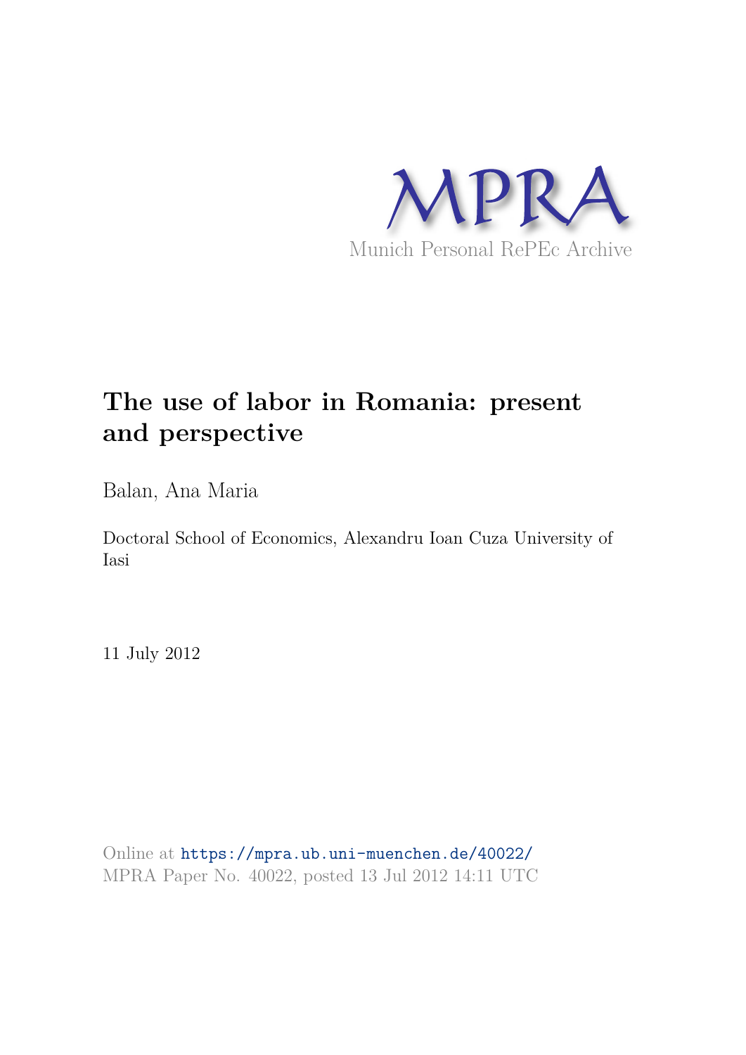MPRA

Munich Personal RePEc Archive

# The use of labor in Romania: present and perspective

Balan, Ana Maria

Doctoral School of Economics, Alexandru Ioan Cuza University of Iasi

11 July 2012

Online at https://mpra.ub.uni-muenchen.de/40022/
MPRA Paper No. 40022, posted 13 Jul 2012 14:11 UTC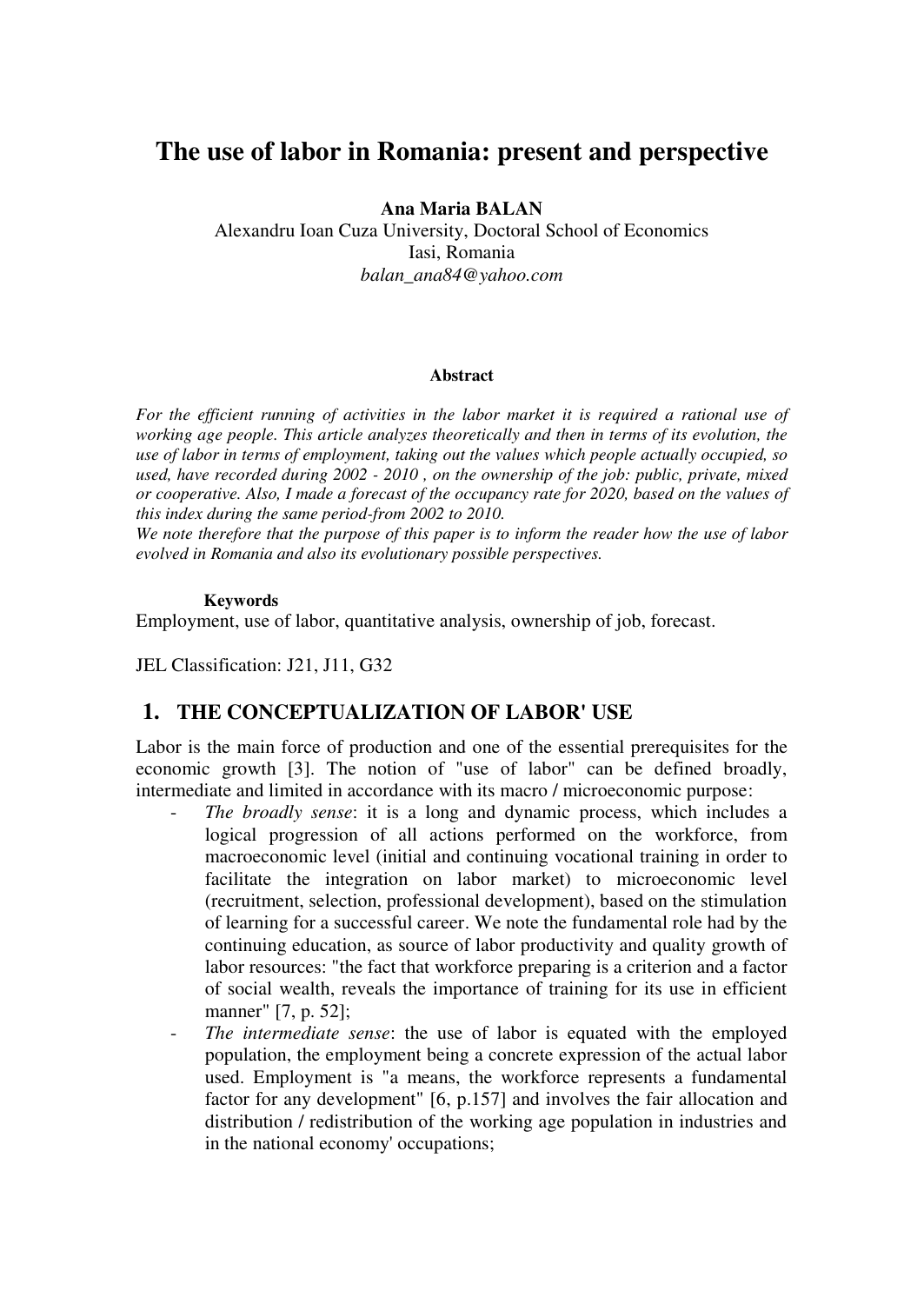# The use of labor in Romania: present and perspective

**Ana Maria BALAN**
Alexandru Ioan Cuza University, Doctoral School of Economics
Iasi, Romania
*balan_ana84@yahoo.com*

#### Abstract

*For the efficient running of activities in the labor market it is required a rational use of working age people. This article analyzes theoretically and then in terms of its evolution, the use of labor in terms of employment, taking out the values which people actually occupied, so used, have recorded during 2002 - 2010 , on the ownership of the job: public, private, mixed or cooperative. Also, I made a forecast of the occupancy rate for 2020, based on the values of this index during the same period-from 2002 to 2010.*
*We note therefore that the purpose of this paper is to inform the reader how the use of labor evolved in Romania and also its evolutionary possible perspectives.*

**Keywords**
Employment, use of labor, quantitative analysis, ownership of job, forecast.

JEL Classification: J21, J11, G32

## 1. THE CONCEPTUALIZATION OF LABOR' USE

Labor is the main force of production and one of the essential prerequisites for the economic growth [3]. The notion of "use of labor" can be defined broadly, intermediate and limited in accordance with its macro / microeconomic purpose:

- *The broadly sense*: it is a long and dynamic process, which includes a logical progression of all actions performed on the workforce, from macroeconomic level (initial and continuing vocational training in order to facilitate the integration on labor market) to microeconomic level (recruitment, selection, professional development), based on the stimulation of learning for a successful career. We note the fundamental role had by the continuing education, as source of labor productivity and quality growth of labor resources: "the fact that workforce preparing is a criterion and a factor of social wealth, reveals the importance of training for its use in efficient manner" [7, p. 52];
- *The intermediate sense*: the use of labor is equated with the employed population, the employment being a concrete expression of the actual labor used. Employment is "a means, the workforce represents a fundamental factor for any development" [6, p.157] and involves the fair allocation and distribution / redistribution of the working age population in industries and in the national economy' occupations;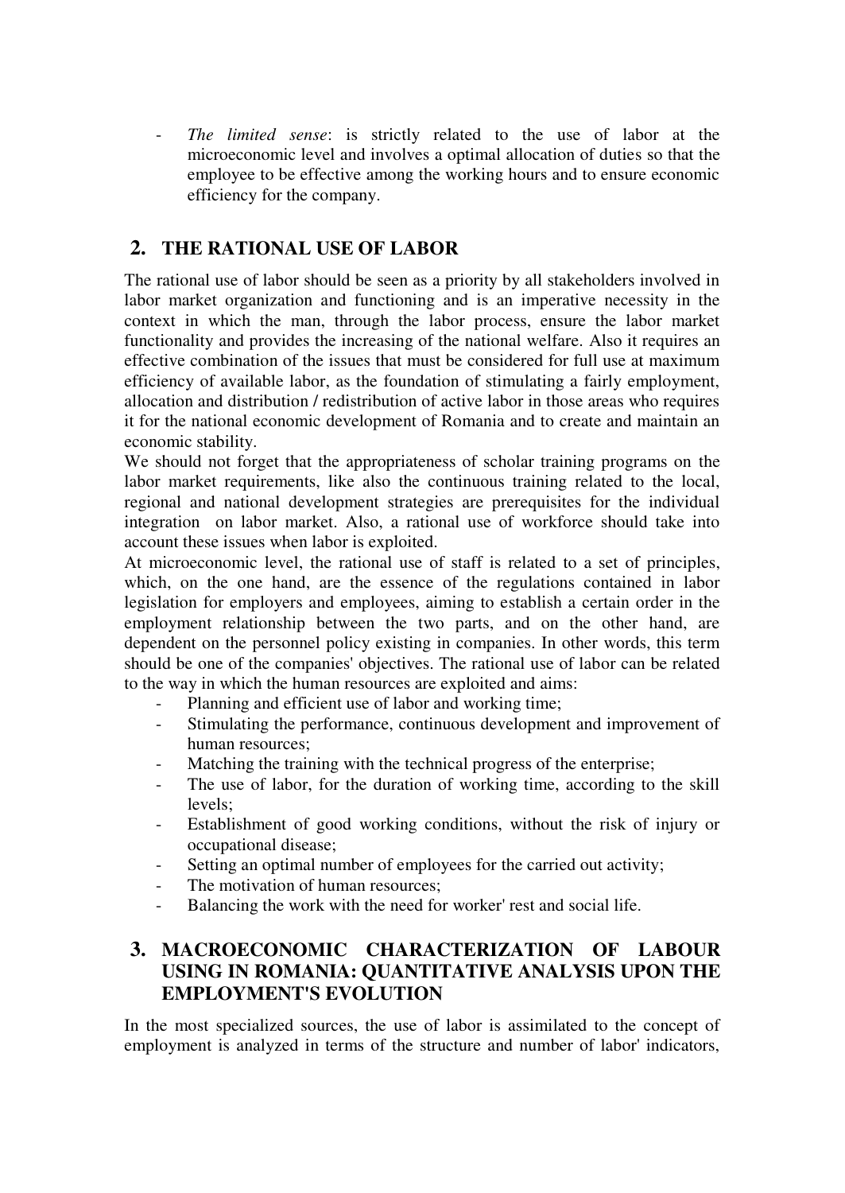- *The limited sense*: is strictly related to the use of labor at the microeconomic level and involves a optimal allocation of duties so that the employee to be effective among the working hours and to ensure economic efficiency for the company.

## 2. THE RATIONAL USE OF LABOR

The rational use of labor should be seen as a priority by all stakeholders involved in labor market organization and functioning and is an imperative necessity in the context in which the man, through the labor process, ensure the labor market functionality and provides the increasing of the national welfare. Also it requires an effective combination of the issues that must be considered for full use at maximum efficiency of available labor, as the foundation of stimulating a fairly employment, allocation and distribution / redistribution of active labor in those areas who requires it for the national economic development of Romania and to create and maintain an economic stability.

We should not forget that the appropriateness of scholar training programs on the labor market requirements, like also the continuous training related to the local, regional and national development strategies are prerequisites for the individual integration on labor market. Also, a rational use of workforce should take into account these issues when labor is exploited.

At microeconomic level, the rational use of staff is related to a set of principles, which, on the one hand, are the essence of the regulations contained in labor legislation for employers and employees, aiming to establish a certain order in the employment relationship between the two parts, and on the other hand, are dependent on the personnel policy existing in companies. In other words, this term should be one of the companies' objectives. The rational use of labor can be related to the way in which the human resources are exploited and aims:

- Planning and efficient use of labor and working time;
- Stimulating the performance, continuous development and improvement of human resources;
- Matching the training with the technical progress of the enterprise;
- The use of labor, for the duration of working time, according to the skill levels;
- Establishment of good working conditions, without the risk of injury or occupational disease;
- Setting an optimal number of employees for the carried out activity;
- The motivation of human resources;
- Balancing the work with the need for worker' rest and social life.

## 3. MACROECONOMIC CHARACTERIZATION OF LABOUR USING IN ROMANIA: QUANTITATIVE ANALYSIS UPON THE EMPLOYMENT'S EVOLUTION

In the most specialized sources, the use of labor is assimilated to the concept of employment is analyzed in terms of the structure and number of labor' indicators,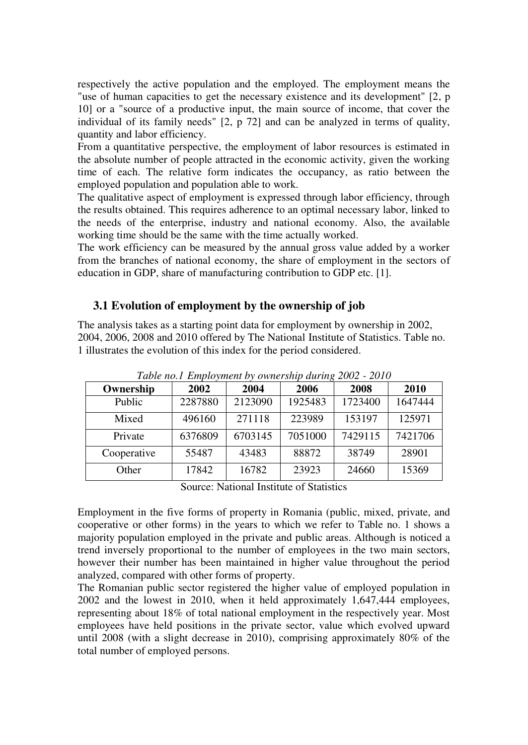respectively the active population and the employed. The employment means the "use of human capacities to get the necessary existence and its development" [2, p 10] or a "source of a productive input, the main source of income, that cover the individual of its family needs" [2, p 72] and can be analyzed in terms of quality, quantity and labor efficiency.

From a quantitative perspective, the employment of labor resources is estimated in the absolute number of people attracted in the economic activity, given the working time of each. The relative form indicates the occupancy, as ratio between the employed population and population able to work.

The qualitative aspect of employment is expressed through labor efficiency, through the results obtained. This requires adherence to an optimal necessary labor, linked to the needs of the enterprise, industry and national economy. Also, the available working time should be the same with the time actually worked.

The work efficiency can be measured by the annual gross value added by a worker from the branches of national economy, the share of employment in the sectors of education in GDP, share of manufacturing contribution to GDP etc. [1].

## 3.1 Evolution of employment by the ownership of job

The analysis takes as a starting point data for employment by ownership in 2002, 2004, 2006, 2008 and 2010 offered by The National Institute of Statistics. Table no. 1 illustrates the evolution of this index for the period considered.

*Table no.1 Employment by ownership during 2002 - 2010*

| Ownership | 2002 | 2004 | 2006 | 2008 | 2010 |
|---|---|---|---|---|---|
| Public | 2287880 | 2123090 | 1925483 | 1723400 | 1647444 |
| Mixed | 496160 | 271118 | 223989 | 153197 | 125971 |
| Private | 6376809 | 6703145 | 7051000 | 7429115 | 7421706 |
| Cooperative | 55487 | 43483 | 88872 | 38749 | 28901 |
| Other | 17842 | 16782 | 23923 | 24660 | 15369 |

Source: National Institute of Statistics

Employment in the five forms of property in Romania (public, mixed, private, and cooperative or other forms) in the years to which we refer to Table no. 1 shows a majority population employed in the private and public areas. Although is noticed a trend inversely proportional to the number of employees in the two main sectors, however their number has been maintained in higher value throughout the period analyzed, compared with other forms of property.

The Romanian public sector registered the higher value of employed population in 2002 and the lowest in 2010, when it held approximately 1,647,444 employees, representing about 18% of total national employment in the respectively year. Most employees have held positions in the private sector, value which evolved upward until 2008 (with a slight decrease in 2010), comprising approximately 80% of the total number of employed persons.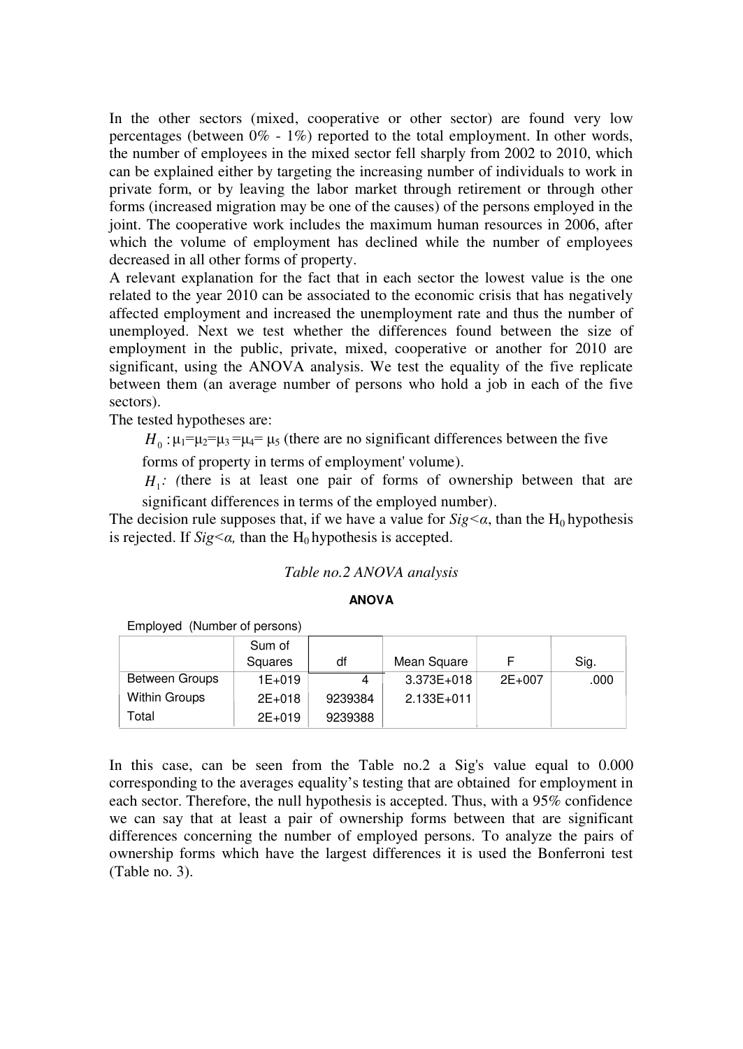In the other sectors (mixed, cooperative or other sector) are found very low percentages (between 0% - 1%) reported to the total employment. In other words, the number of employees in the mixed sector fell sharply from 2002 to 2010, which can be explained either by targeting the increasing number of individuals to work in private form, or by leaving the labor market through retirement or through other forms (increased migration may be one of the causes) of the persons employed in the joint. The cooperative work includes the maximum human resources in 2006, after which the volume of employment has declined while the number of employees decreased in all other forms of property.

A relevant explanation for the fact that in each sector the lowest value is the one related to the year 2010 can be associated to the economic crisis that has negatively affected employment and increased the unemployment rate and thus the number of unemployed. Next we test whether the differences found between the size of employment in the public, private, mixed, cooperative or another for 2010 are significant, using the ANOVA analysis. We test the equality of the five replicate between them (an average number of persons who hold a job in each of the five sectors).

The tested hypotheses are:

$H_0 : \mu_1 = \mu_2 = \mu_3 = \mu_4 = \mu_5$ (there are no significant differences between the five forms of property in terms of employment' volume).

$H_1$: (there is at least one pair of forms of ownership between that are significant differences in terms of the employed number).

The decision rule supposes that, if we have a value for *Sig*<*α*, than the $H_0$ hypothesis is rejected. If *Sig*<*α,* than the $H_0$ hypothesis is accepted.

*Table no.2 ANOVA analysis*

**ANOVA**

Employed (Number of persons)

| | Sum of Squares | df | Mean Square | F | Sig. |
|---|---|---|---|---|---|
| Between Groups | 1E+019 | 4 | 3.373E+018 | 2E+007 | .000 |
| Within Groups | 2E+018 | 9239384 | 2.133E+011 | | |
| Total | 2E+019 | 9239388 | | | |

In this case, can be seen from the Table no.2 a Sig's value equal to 0.000 corresponding to the averages equality's testing that are obtained for employment in each sector. Therefore, the null hypothesis is accepted. Thus, with a 95% confidence we can say that at least a pair of ownership forms between that are significant differences concerning the number of employed persons. To analyze the pairs of ownership forms which have the largest differences it is used the Bonferroni test (Table no. 3).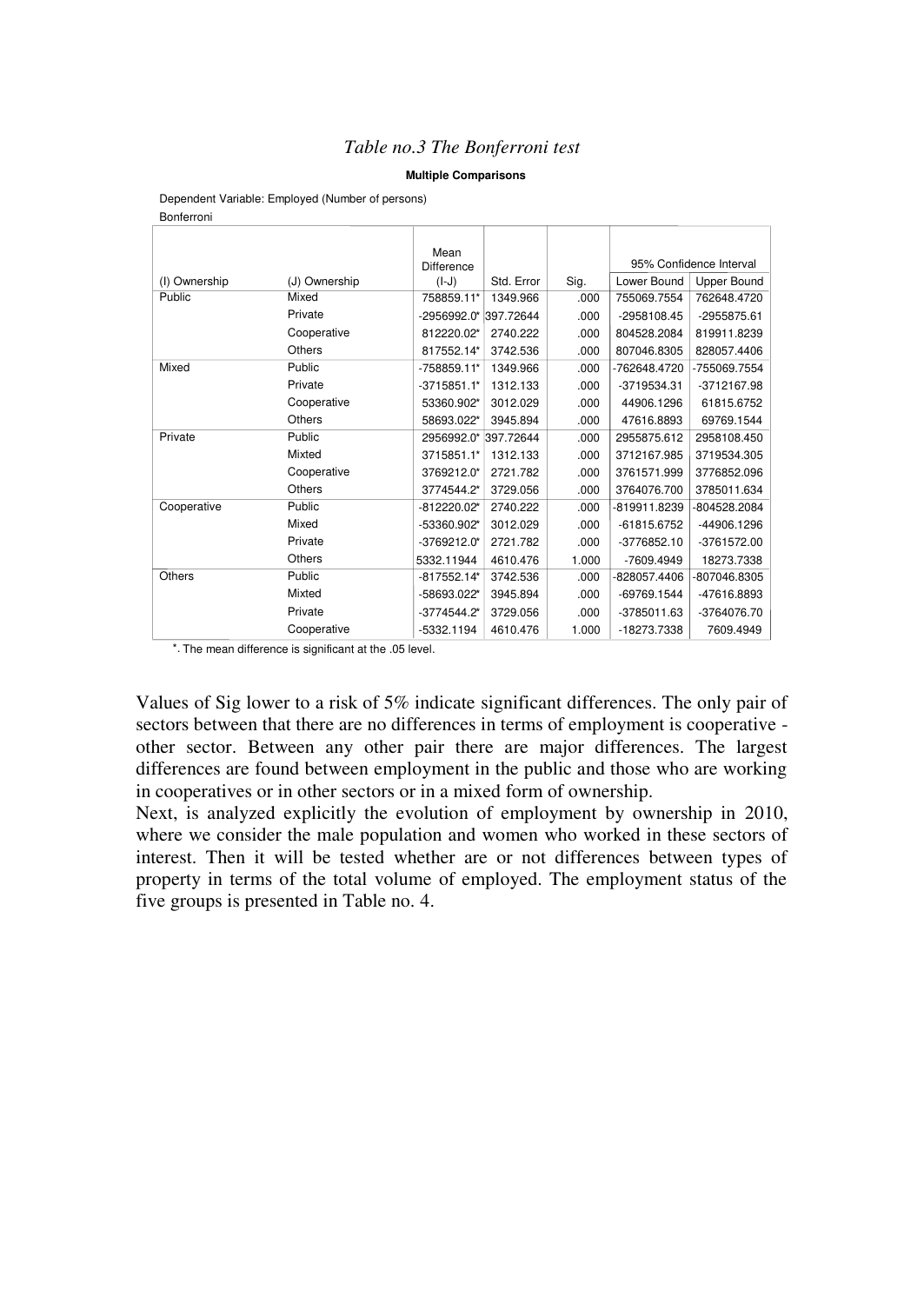*Table no.3 The Bonferroni test*

**Multiple Comparisons**

Dependent Variable: Employed (Number of persons)

Bonferroni

| (I) Ownership | (J) Ownership | Mean Difference (I-J) | Std. Error | Sig. | 95% Confidence Interval Lower Bound | Upper Bound |
|---|---|---|---|---|---|---|
| Public | Mixed | 758859.11* | 1349.966 | .000 | 755069.7554 | 762648.4720 |
| | Private | -2956992.0* | 397.72644 | .000 | -2958108.45 | -2955875.61 |
| | Cooperative | 812220.02* | 2740.222 | .000 | 804528.2084 | 819911.8239 |
| | Others | 817552.14* | 3742.536 | .000 | 807046.8305 | 828057.4406 |
| Mixed | Public | -758859.11* | 1349.966 | .000 | -762648.4720 | -755069.7554 |
| | Private | -3715851.1* | 1312.133 | .000 | -3719534.31 | -3712167.98 |
| | Cooperative | 53360.902* | 3012.029 | .000 | 44906.1296 | 61815.6752 |
| | Others | 58693.022* | 3945.894 | .000 | 47616.8893 | 69769.1544 |
| Private | Public | 2956992.0* | 397.72644 | .000 | 2955875.612 | 2958108.450 |
| | Mixted | 3715851.1* | 1312.133 | .000 | 3712167.985 | 3719534.305 |
| | Cooperative | 3769212.0* | 2721.782 | .000 | 3761571.999 | 3776852.096 |
| | Others | 3774544.2* | 3729.056 | .000 | 3764076.700 | 3785011.634 |
| Cooperative | Public | -812220.02* | 2740.222 | .000 | -819911.8239 | -804528.2084 |
| | Mixed | -53360.902* | 3012.029 | .000 | -61815.6752 | -44906.1296 |
| | Private | -3769212.0* | 2721.782 | .000 | -3776852.10 | -3761572.00 |
| | Others | 5332.11944 | 4610.476 | 1.000 | -7609.4949 | 18273.7338 |
| Others | Public | -817552.14* | 3742.536 | .000 | -828057.4406 | -807046.8305 |
| | Mixted | -58693.022* | 3945.894 | .000 | -69769.1544 | -47616.8893 |
| | Private | -3774544.2* | 3729.056 | .000 | -3785011.63 | -3764076.70 |
| | Cooperative | -5332.1194 | 4610.476 | 1.000 | -18273.7338 | 7609.4949 |

*. The mean difference is significant at the .05 level.

Values of Sig lower to a risk of 5% indicate significant differences. The only pair of sectors between that there are no differences in terms of employment is cooperative - other sector. Between any other pair there are major differences. The largest differences are found between employment in the public and those who are working in cooperatives or in other sectors or in a mixed form of ownership.

Next, is analyzed explicitly the evolution of employment by ownership in 2010, where we consider the male population and women who worked in these sectors of interest. Then it will be tested whether are or not differences between types of property in terms of the total volume of employed. The employment status of the five groups is presented in Table no. 4.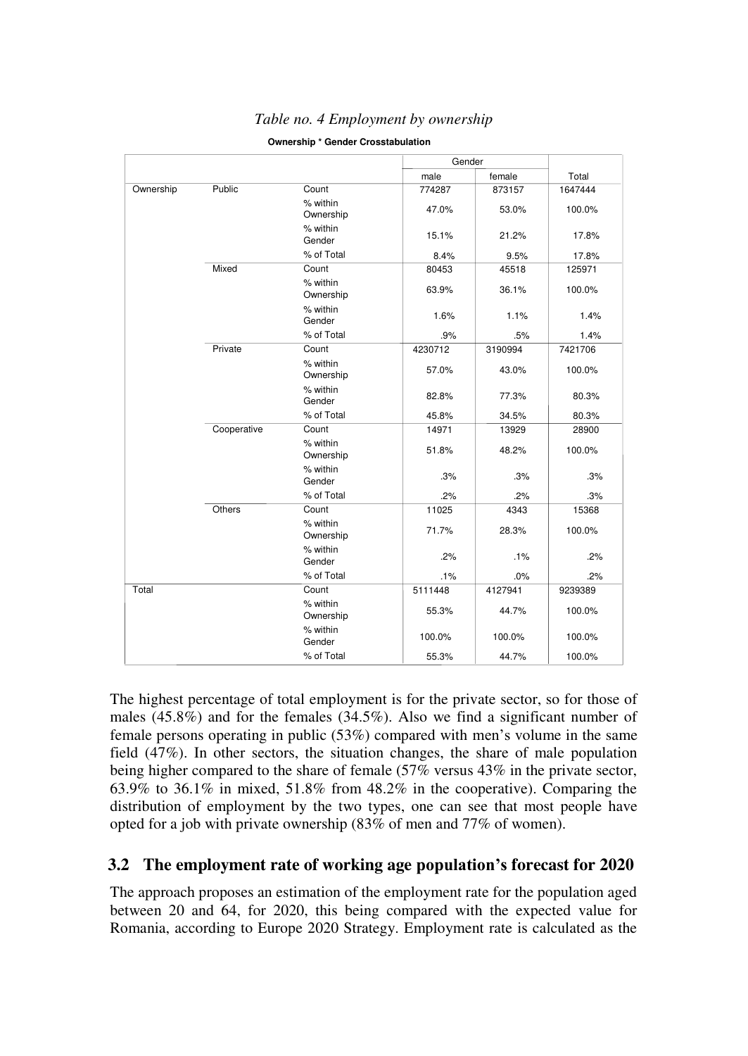*Table no. 4 Employment by ownership*

**Ownership * Gender Crosstabulation**

| | | | Gender | | Total |
|---|---|---|---|---|---|
| | | | male | female | |
| Ownership | Public | Count | 774287 | 873157 | 1647444 |
| | | % within Ownership | 47.0% | 53.0% | 100.0% |
| | | % within Gender | 15.1% | 21.2% | 17.8% |
| | | % of Total | 8.4% | 9.5% | 17.8% |
| | Mixed | Count | 80453 | 45518 | 125971 |
| | | % within Ownership | 63.9% | 36.1% | 100.0% |
| | | % within Gender | 1.6% | 1.1% | 1.4% |
| | | % of Total | .9% | .5% | 1.4% |
| | Private | Count | 4230712 | 3190994 | 7421706 |
| | | % within Ownership | 57.0% | 43.0% | 100.0% |
| | | % within Gender | 82.8% | 77.3% | 80.3% |
| | | % of Total | 45.8% | 34.5% | 80.3% |
| | Cooperative | Count | 14971 | 13929 | 28900 |
| | | % within Ownership | 51.8% | 48.2% | 100.0% |
| | | % within Gender | .3% | .3% | .3% |
| | | % of Total | .2% | .2% | .3% |
| | Others | Count | 11025 | 4343 | 15368 |
| | | % within Ownership | 71.7% | 28.3% | 100.0% |
| | | % within Gender | .2% | .1% | .2% |
| | | % of Total | .1% | .0% | .2% |
| Total | | Count | 5111448 | 4127941 | 9239389 |
| | | % within Ownership | 55.3% | 44.7% | 100.0% |
| | | % within Gender | 100.0% | 100.0% | 100.0% |
| | | % of Total | 55.3% | 44.7% | 100.0% |

The highest percentage of total employment is for the private sector, so for those of males (45.8%) and for the females (34.5%). Also we find a significant number of female persons operating in public (53%) compared with men's volume in the same field (47%). In other sectors, the situation changes, the share of male population being higher compared to the share of female (57% versus 43% in the private sector, 63.9% to 36.1% in mixed, 51.8% from 48.2% in the cooperative). Comparing the distribution of employment by the two types, one can see that most people have opted for a job with private ownership (83% of men and 77% of women).

## 3.2 The employment rate of working age population's forecast for 2020

The approach proposes an estimation of the employment rate for the population aged between 20 and 64, for 2020, this being compared with the expected value for Romania, according to Europe 2020 Strategy. Employment rate is calculated as the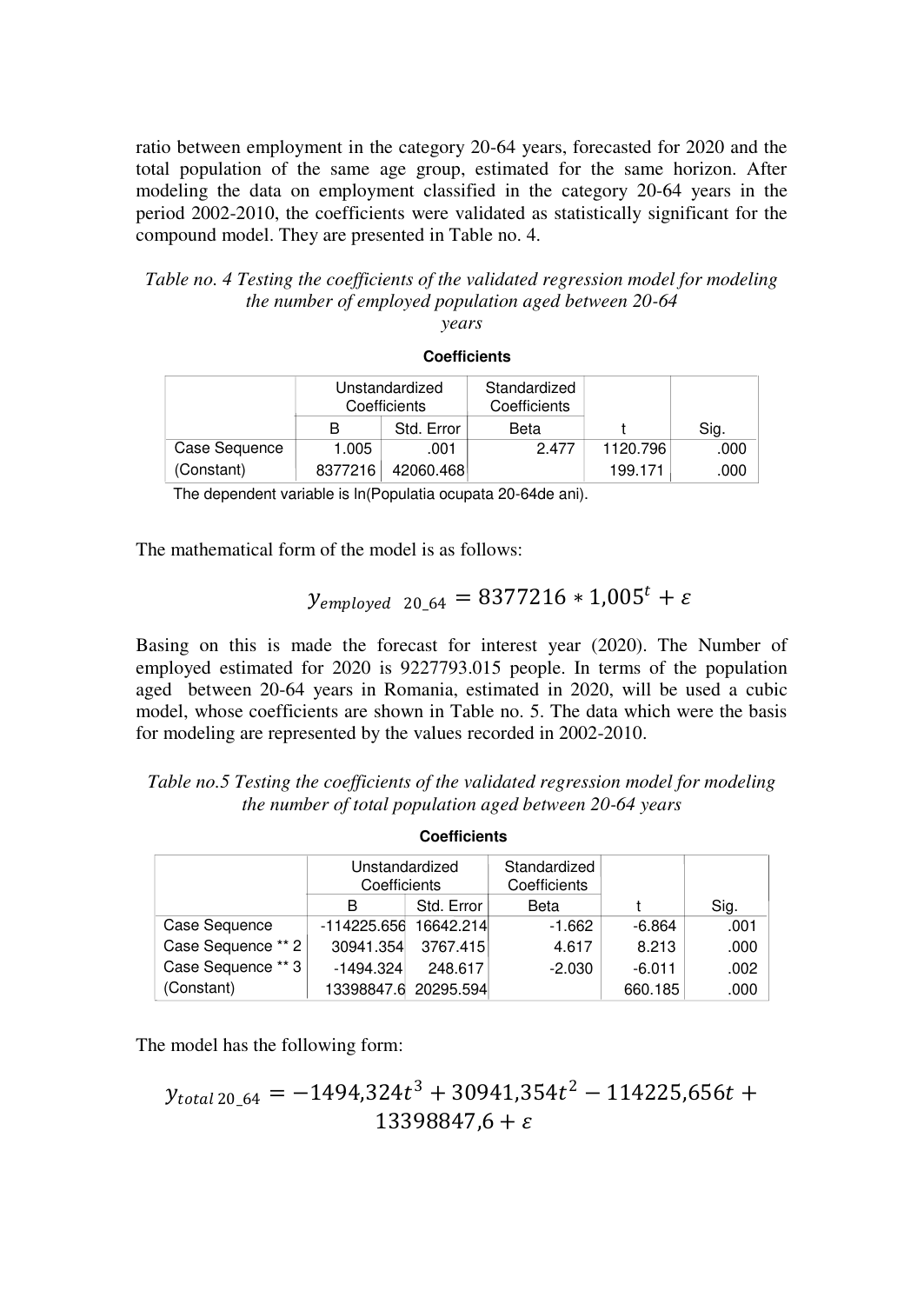ratio between employment in the category 20-64 years, forecasted for 2020 and the total population of the same age group, estimated for the same horizon. After modeling the data on employment classified in the category 20-64 years in the period 2002-2010, the coefficients were validated as statistically significant for the compound model. They are presented in Table no. 4.

*Table no. 4 Testing the coefficients of the validated regression model for modeling the number of employed population aged between 20-64 years*

**Coefficients**

| | Unstandardized Coefficients | | Standardized Coefficients | | |
|---|---|---|---|---|---|
| | B | Std. Error | Beta | t | Sig. |
| Case Sequence | 1.005 | .001 | 2.477 | 1120.796 | .000 |
| (Constant) | 8377216 | 42060.468 | | 199.171 | .000 |

The dependent variable is ln(Populatia ocupata 20-64de ani).

The mathematical form of the model is as follows:

$$y_{employed\ \ 20\_64} = 8377216 * 1{,}005^{t} + \varepsilon$$

Basing on this is made the forecast for interest year (2020). The Number of employed estimated for 2020 is 9227793.015 people. In terms of the population aged between 20-64 years in Romania, estimated in 2020, will be used a cubic model, whose coefficients are shown in Table no. 5. The data which were the basis for modeling are represented by the values recorded in 2002-2010.

*Table no.5 Testing the coefficients of the validated regression model for modeling the number of total population aged between 20-64 years*

**Coefficients**

| | Unstandardized Coefficients | | Standardized Coefficients | | |
|---|---|---|---|---|---|
| | B | Std. Error | Beta | t | Sig. |
| Case Sequence | -114225.656 | 16642.214 | -1.662 | -6.864 | .001 |
| Case Sequence ** 2 | 30941.354 | 3767.415 | 4.617 | 8.213 | .000 |
| Case Sequence ** 3 | -1494.324 | 248.617 | -2.030 | -6.011 | .002 |
| (Constant) | 13398847.6 | 20295.594 | | 660.185 | .000 |

The model has the following form:

$$y_{total\,20\_64} = -1494{,}324t^{3} + 30941{,}354t^{2} - 114225{,}656t + 13398847{,}6 + \varepsilon$$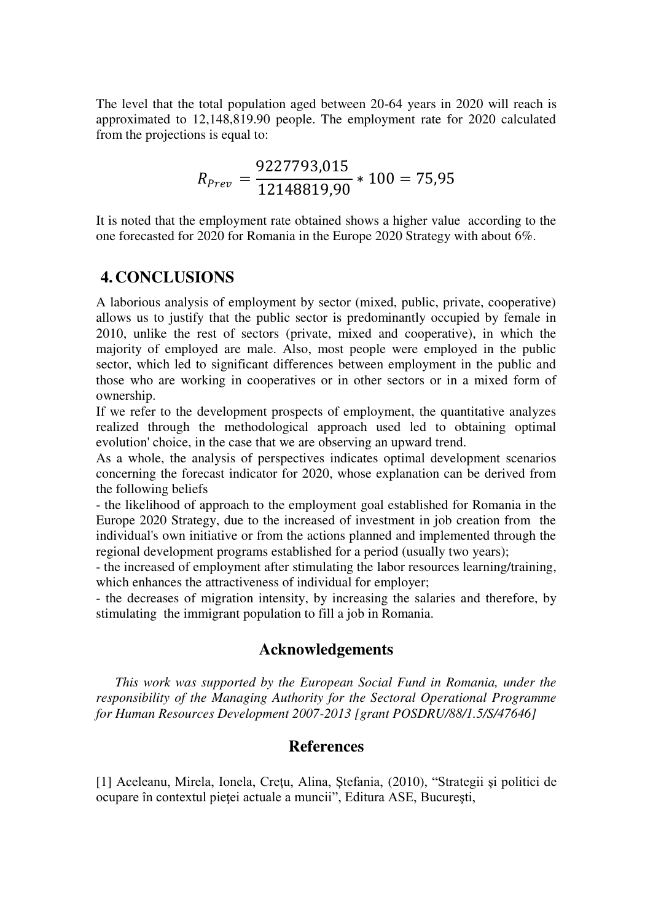The level that the total population aged between 20-64 years in 2020 will reach is approximated to 12,148,819.90 people. The employment rate for 2020 calculated from the projections is equal to:

$$R_{Prev} = \frac{9227793{,}015}{12148819{,}90} * 100 = 75{,}95$$

It is noted that the employment rate obtained shows a higher value according to the one forecasted for 2020 for Romania in the Europe 2020 Strategy with about 6%.

## 4. CONCLUSIONS

A laborious analysis of employment by sector (mixed, public, private, cooperative) allows us to justify that the public sector is predominantly occupied by female in 2010, unlike the rest of sectors (private, mixed and cooperative), in which the majority of employed are male. Also, most people were employed in the public sector, which led to significant differences between employment in the public and those who are working in cooperatives or in other sectors or in a mixed form of ownership.

If we refer to the development prospects of employment, the quantitative analyzes realized through the methodological approach used led to obtaining optimal evolution' choice, in the case that we are observing an upward trend.

As a whole, the analysis of perspectives indicates optimal development scenarios concerning the forecast indicator for 2020, whose explanation can be derived from the following beliefs

- the likelihood of approach to the employment goal established for Romania in the Europe 2020 Strategy, due to the increased of investment in job creation from the individual's own initiative or from the actions planned and implemented through the regional development programs established for a period (usually two years);
- the increased of employment after stimulating the labor resources learning/training, which enhances the attractiveness of individual for employer;
- the decreases of migration intensity, by increasing the salaries and therefore, by stimulating the immigrant population to fill a job in Romania.

## Acknowledgements

*This work was supported by the European Social Fund in Romania, under the responsibility of the Managing Authority for the Sectoral Operational Programme for Human Resources Development 2007-2013 [grant POSDRU/88/1.5/S/47646]*

## References

[1] Aceleanu, Mirela, Ionela, Creţu, Alina, Ştefania, (2010), "Strategii şi politici de ocupare în contextul pieţei actuale a muncii", Editura ASE, Bucureşti,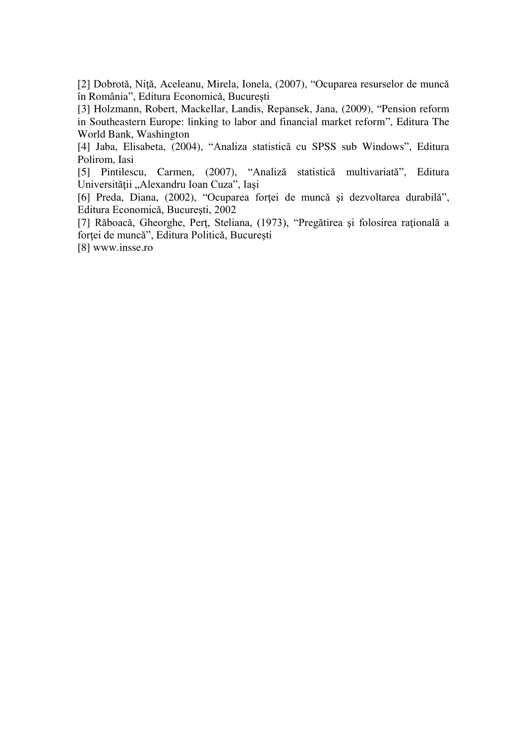[2] Dobrotă, Niţă, Aceleanu, Mirela, Ionela, (2007), "Ocuparea resurselor de muncă în România", Editura Economică, Bucureşti

[3] Holzmann, Robert, Mackellar, Landis, Repansek, Jana, (2009), "Pension reform in Southeastern Europe: linking to labor and financial market reform", Editura The World Bank, Washington

[4] Jaba, Elisabeta, (2004), "Analiza statistică cu SPSS sub Windows", Editura Polirom, Iasi

[5] Pintilescu, Carmen, (2007), "Analiză statistică multivariată", Editura Universităţii „Alexandru Ioan Cuza", Iaşi

[6] Preda, Diana, (2002), "Ocuparea forţei de muncă şi dezvoltarea durabilă", Editura Economică, Bucureşti, 2002

[7] Răboacă, Gheorghe, Perţ, Steliana, (1973), "Pregătirea şi folosirea raţională a forţei de muncă", Editura Politică, Bucureşti

[8] www.insse.ro